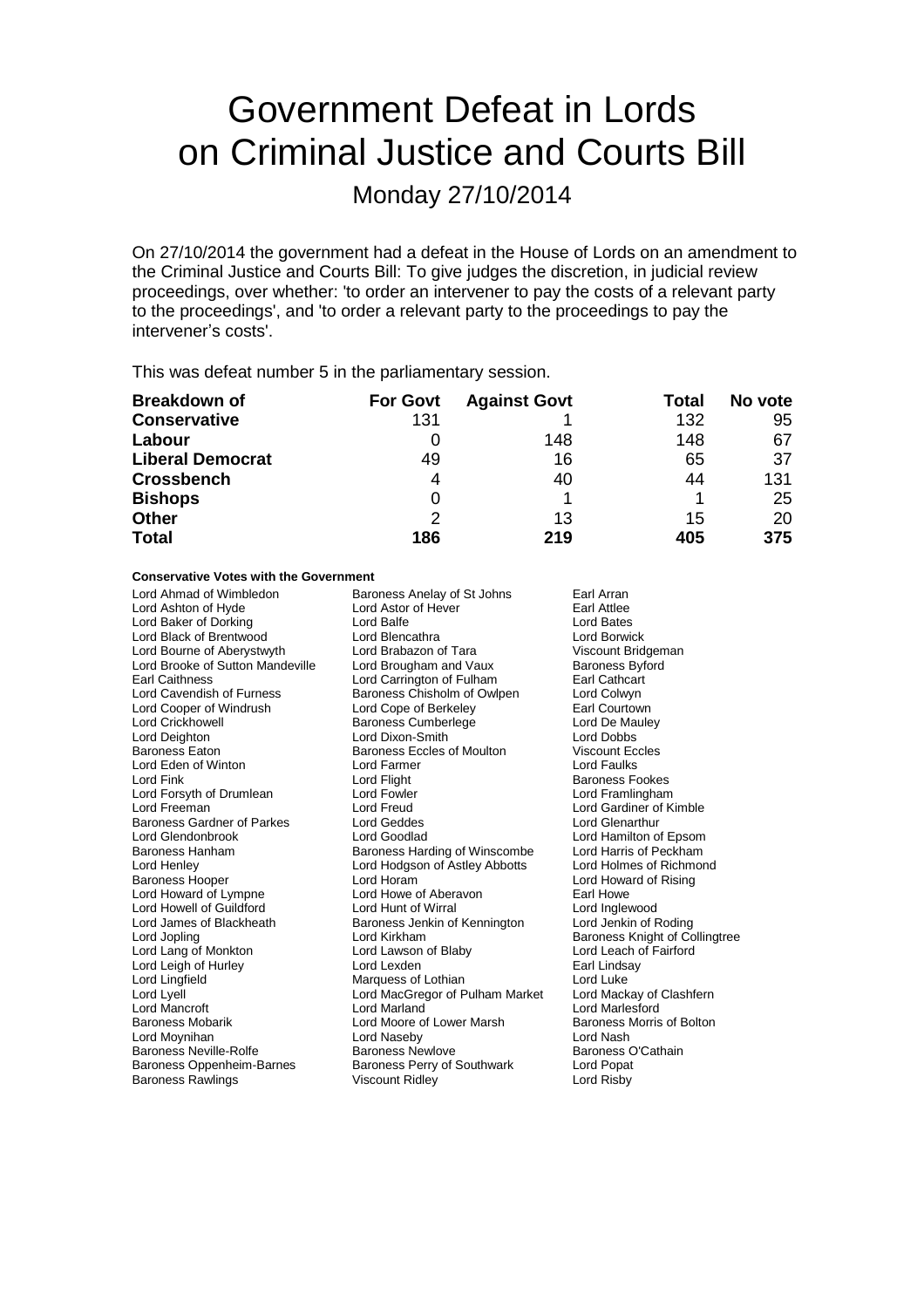# Government Defeat in Lords on Criminal Justice and Courts Bill

## Monday 27/10/2014

On 27/10/2014 the government had a defeat in the House of Lords on an amendment to the Criminal Justice and Courts Bill: To give judges the discretion, in judicial review proceedings, over whether: 'to order an intervener to pay the costs of a relevant party to the proceedings', and 'to order a relevant party to the proceedings to pay the intervener's costs'.

This was defeat number 5 in the parliamentary session.

| Breakdown of | For Govt | Against Govt | Total | No vote |
|---|---|---|---|---|
| **Conservative** | 131 | 1 | 132 | 95 |
| **Labour** | 0 | 148 | 148 | 67 |
| **Liberal Democrat** | 49 | 16 | 65 | 37 |
| **Crossbench** | 4 | 40 | 44 | 131 |
| **Bishops** | 0 | 1 | 1 | 25 |
| **Other** | 2 | 13 | 15 | 20 |
| **Total** | **186** | **219** | **405** | **375** |

**Conservative Votes with the Government**

Lord Ahmad of Wimbledon
Baroness Anelay of St Johns
Earl Arran
Lord Ashton of Hyde
Lord Astor of Hever
Earl Attlee
Lord Baker of Dorking
Lord Balfe
Lord Bates
Lord Black of Brentwood
Lord Blencathra
Lord Borwick
Lord Bourne of Aberystwyth
Lord Brabazon of Tara
Viscount Bridgeman
Lord Brooke of Sutton Mandeville
Lord Brougham and Vaux
Baroness Byford
Earl Caithness
Lord Carrington of Fulham
Earl Cathcart
Lord Cavendish of Furness
Baroness Chisholm of Owlpen
Lord Colwyn
Lord Cooper of Windrush
Lord Cope of Berkeley
Earl Courtown
Lord Crickhowell
Baroness Cumberlege
Lord De Mauley
Lord Deighton
Lord Dixon-Smith
Lord Dobbs
Baroness Eaton
Baroness Eccles of Moulton
Viscount Eccles
Lord Eden of Winton
Lord Farmer
Lord Faulks
Lord Fink
Lord Flight
Baroness Fookes
Lord Forsyth of Drumlean
Lord Fowler
Lord Framlingham
Lord Freeman
Lord Freud
Lord Gardiner of Kimble
Baroness Gardner of Parkes
Lord Geddes
Lord Glenarthur
Lord Glendonbrook
Lord Goodlad
Lord Hamilton of Epsom
Baroness Hanham
Baroness Harding of Winscombe
Lord Harris of Peckham
Lord Henley
Lord Hodgson of Astley Abbotts
Lord Holmes of Richmond
Baroness Hooper
Lord Horam
Lord Howard of Rising
Lord Howard of Lympne
Lord Howe of Aberavon
Earl Howe
Lord Howell of Guildford
Lord Hunt of Wirral
Lord Inglewood
Lord James of Blackheath
Baroness Jenkin of Kennington
Lord Jenkin of Roding
Lord Jopling
Lord Kirkham
Baroness Knight of Collingtree
Lord Lang of Monkton
Lord Lawson of Blaby
Lord Leach of Fairford
Lord Leigh of Hurley
Lord Lexden
Earl Lindsay
Lord Lingfield
Marquess of Lothian
Lord Luke
Lord Lyell
Lord MacGregor of Pulham Market
Lord Mackay of Clashfern
Lord Mancroft
Lord Marland
Lord Marlesford
Baroness Mobarik
Lord Moore of Lower Marsh
Baroness Morris of Bolton
Lord Moynihan
Lord Naseby
Lord Nash
Baroness Neville-Rolfe
Baroness Newlove
Baroness O'Cathain
Baroness Oppenheim-Barnes
Baroness Perry of Southwark
Lord Popat
Baroness Rawlings
Viscount Ridley
Lord Risby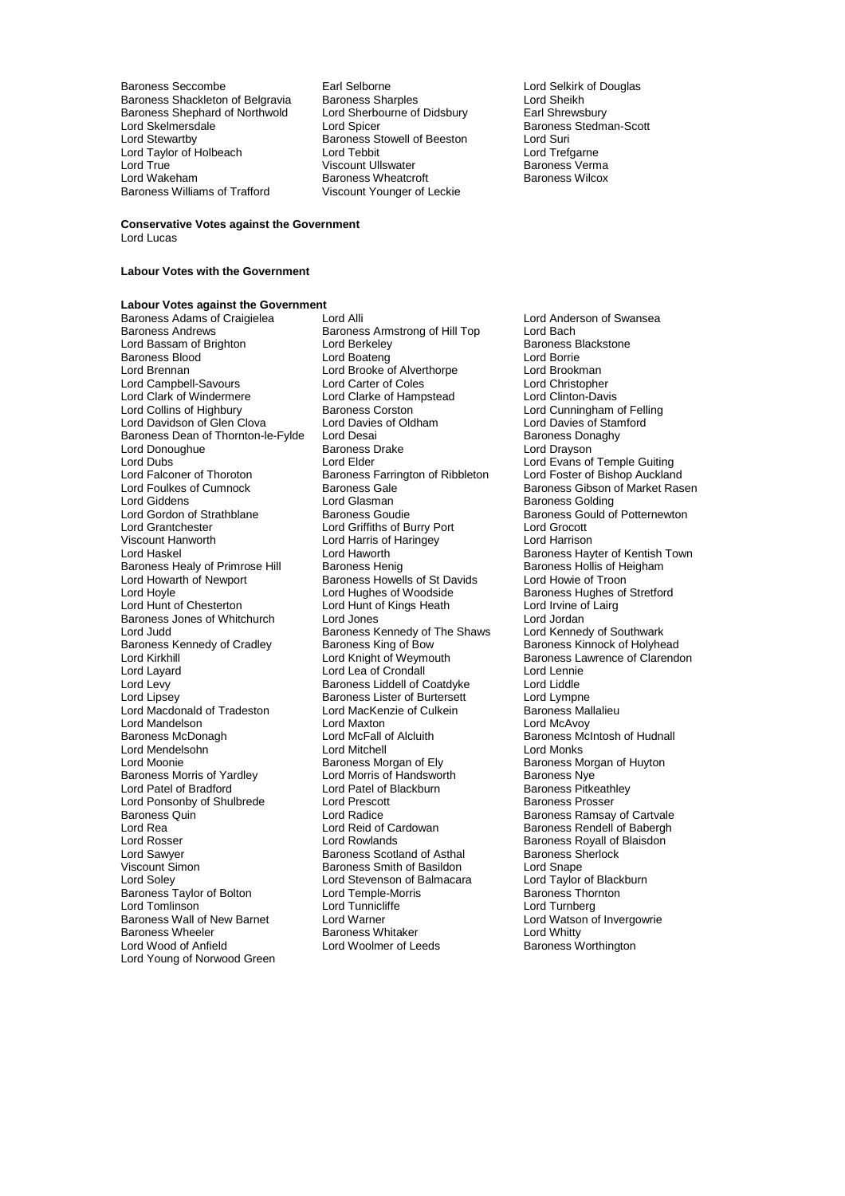Baroness Seccombe
Earl Selborne
Lord Selkirk of Douglas
Baroness Shackleton of Belgravia
Baroness Sharples
Lord Sheikh
Baroness Shephard of Northwold
Lord Sherbourne of Didsbury
Earl Shrewsbury
Lord Skelmersdale
Lord Spicer
Baroness Stedman-Scott
Lord Stewartby
Baroness Stowell of Beeston
Lord Suri
Lord Taylor of Holbeach
Lord Tebbit
Lord Trefgarne
Lord True
Viscount Ullswater
Baroness Verma
Lord Wakeham
Baroness Wheatcroft
Baroness Wilcox
Baroness Williams of Trafford
Viscount Younger of Leckie

**Conservative Votes against the Government**

Lord Lucas

**Labour Votes with the Government**

**Labour Votes against the Government**

Baroness Adams of Craigielea
Lord Alli
Lord Anderson of Swansea
Baroness Andrews
Baroness Armstrong of Hill Top
Lord Bach
Lord Bassam of Brighton
Lord Berkeley
Baroness Blackstone
Baroness Blood
Lord Boateng
Lord Borrie
Lord Brennan
Lord Brooke of Alverthorpe
Lord Brookman
Lord Campbell-Savours
Lord Carter of Coles
Lord Christopher
Lord Clark of Windermere
Lord Clarke of Hampstead
Lord Clinton-Davis
Lord Collins of Highbury
Baroness Corston
Lord Cunningham of Felling
Lord Davidson of Glen Clova
Lord Davies of Oldham
Lord Davies of Stamford
Baroness Dean of Thornton-le-Fylde
Lord Desai
Baroness Donaghy
Lord Donoughue
Baroness Drake
Lord Drayson
Lord Dubs
Lord Elder
Lord Evans of Temple Guiting
Lord Falconer of Thoroton
Baroness Farrington of Ribbleton
Lord Foster of Bishop Auckland
Lord Foulkes of Cumnock
Baroness Gale
Baroness Gibson of Market Rasen
Lord Giddens
Lord Glasman
Baroness Golding
Lord Gordon of Strathblane
Baroness Goudie
Baroness Gould of Potternewton
Lord Grantchester
Lord Griffiths of Burry Port
Lord Grocott
Viscount Hanworth
Lord Harris of Haringey
Lord Harrison
Lord Haskel
Lord Haworth
Baroness Hayter of Kentish Town
Baroness Healy of Primrose Hill
Baroness Henig
Baroness Hollis of Heigham
Lord Howarth of Newport
Baroness Howells of St Davids
Lord Howie of Troon
Lord Hoyle
Lord Hughes of Woodside
Baroness Hughes of Stretford
Lord Hunt of Chesterton
Lord Hunt of Kings Heath
Lord Irvine of Lairg
Baroness Jones of Whitchurch
Lord Jones
Lord Jordan
Lord Judd
Baroness Kennedy of The Shaws
Lord Kennedy of Southwark
Baroness Kennedy of Cradley
Baroness King of Bow
Baroness Kinnock of Holyhead
Lord Kirkhill
Lord Knight of Weymouth
Baroness Lawrence of Clarendon
Lord Layard
Lord Lea of Crondall
Lord Lennie
Lord Levy
Baroness Liddell of Coatdyke
Lord Liddle
Lord Lipsey
Baroness Lister of Burtersett
Lord Lympne
Lord Macdonald of Tradeston
Lord MacKenzie of Culkein
Baroness Mallalieu
Lord Mandelson
Lord Maxton
Lord McAvoy
Baroness McDonagh
Lord McFall of Alcluith
Baroness McIntosh of Hudnall
Lord Mendelsohn
Lord Mitchell
Lord Monks
Lord Moonie
Baroness Morgan of Ely
Baroness Morgan of Huyton
Baroness Morris of Yardley
Lord Morris of Handsworth
Baroness Nye
Lord Patel of Bradford
Lord Patel of Blackburn
Baroness Pitkeathley
Lord Ponsonby of Shulbrede
Lord Prescott
Baroness Prosser
Baroness Quin
Lord Radice
Baroness Ramsay of Cartvale
Lord Rea
Lord Reid of Cardowan
Baroness Rendell of Babergh
Lord Rosser
Lord Rowlands
Baroness Royall of Blaisdon
Lord Sawyer
Baroness Scotland of Asthal
Baroness Sherlock
Viscount Simon
Baroness Smith of Basildon
Lord Snape
Lord Soley
Lord Stevenson of Balmacara
Lord Taylor of Blackburn
Baroness Taylor of Bolton
Lord Temple-Morris
Baroness Thornton
Lord Tomlinson
Lord Tunnicliffe
Lord Turnberg
Baroness Wall of New Barnet
Lord Warner
Lord Watson of Invergowrie
Baroness Wheeler
Baroness Whitaker
Lord Whitty
Lord Wood of Anfield
Lord Woolmer of Leeds
Baroness Worthington
Lord Young of Norwood Green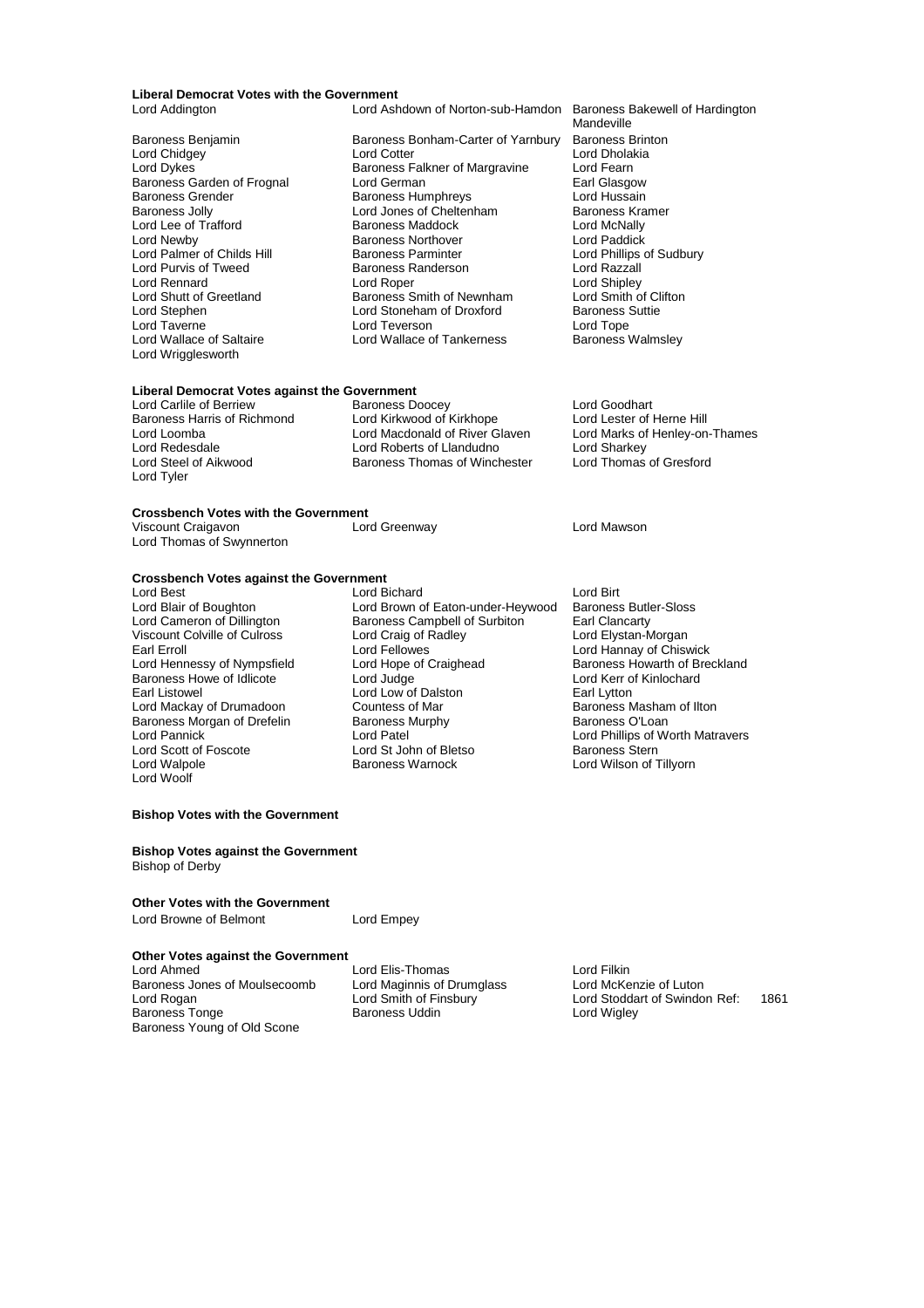**Liberal Democrat Votes with the Government**

| | | |
|---|---|---|
| Lord Addington | Lord Ashdown of Norton-sub-Hamdon | Baroness Bakewell of Hardington Mandeville |
| Baroness Benjamin | Baroness Bonham-Carter of Yarnbury | Baroness Brinton |
| Lord Chidgey | Lord Cotter | Lord Dholakia |
| Lord Dykes | Baroness Falkner of Margravine | Lord Fearn |
| Baroness Garden of Frognal | Lord German | Earl Glasgow |
| Baroness Grender | Baroness Humphreys | Lord Hussain |
| Baroness Jolly | Lord Jones of Cheltenham | Baroness Kramer |
| Lord Lee of Trafford | Baroness Maddock | Lord McNally |
| Lord Newby | Baroness Northover | Lord Paddick |
| Lord Palmer of Childs Hill | Baroness Parminter | Lord Phillips of Sudbury |
| Lord Purvis of Tweed | Baroness Randerson | Lord Razzall |
| Lord Rennard | Lord Roper | Lord Shipley |
| Lord Shutt of Greetland | Baroness Smith of Newnham | Lord Smith of Clifton |
| Lord Stephen | Lord Stoneham of Droxford | Baroness Suttie |
| Lord Taverne | Lord Teverson | Lord Tope |
| Lord Wallace of Saltaire | Lord Wallace of Tankerness | Baroness Walmsley |
| Lord Wrigglesworth | | |

**Liberal Democrat Votes against the Government**

| | | |
|---|---|---|
| Lord Carlile of Berriew | Baroness Doocey | Lord Goodhart |
| Baroness Harris of Richmond | Lord Kirkwood of Kirkhope | Lord Lester of Herne Hill |
| Lord Loomba | Lord Macdonald of River Glaven | Lord Marks of Henley-on-Thames |
| Lord Redesdale | Lord Roberts of Llandudno | Lord Sharkey |
| Lord Steel of Aikwood | Baroness Thomas of Winchester | Lord Thomas of Gresford |
| Lord Tyler | | |

**Crossbench Votes with the Government**

| | | |
|---|---|---|
| Viscount Craigavon | Lord Greenway | Lord Mawson |
| Lord Thomas of Swynnerton | | |

**Crossbench Votes against the Government**

| | | |
|---|---|---|
| Lord Best | Lord Bichard | Lord Birt |
| Lord Blair of Boughton | Lord Brown of Eaton-under-Heywood | Baroness Butler-Sloss |
| Lord Cameron of Dillington | Baroness Campbell of Surbiton | Earl Clancarty |
| Viscount Colville of Culross | Lord Craig of Radley | Lord Elystan-Morgan |
| Earl Erroll | Lord Fellowes | Lord Hannay of Chiswick |
| Lord Hennessy of Nympsfield | Lord Hope of Craighead | Baroness Howarth of Breckland |
| Baroness Howe of Idlicote | Lord Judge | Lord Kerr of Kinlochard |
| Earl Listowel | Lord Low of Dalston | Earl Lytton |
| Lord Mackay of Drumadoon | Countess of Mar | Baroness Masham of Ilton |
| Baroness Morgan of Drefelin | Baroness Murphy | Baroness O'Loan |
| Lord Pannick | Lord Patel | Lord Phillips of Worth Matravers |
| Lord Scott of Foscote | Lord St John of Bletso | Baroness Stern |
| Lord Walpole | Baroness Warnock | Lord Wilson of Tillyorn |
| Lord Woolf | | |

**Bishop Votes with the Government**

**Bishop Votes against the Government**

Bishop of Derby

**Other Votes with the Government**

| | |
|---|---|
| Lord Browne of Belmont | Lord Empey |

**Other Votes against the Government**

| | | |
|---|---|---|
| Lord Ahmed | Lord Elis-Thomas | Lord Filkin |
| Baroness Jones of Moulsecoomb | Lord Maginnis of Drumglass | Lord McKenzie of Luton |
| Lord Rogan | Lord Smith of Finsbury | Lord Stoddart of Swindon |
| Baroness Tonge | Baroness Uddin | Lord Wigley |
| Baroness Young of Old Scone | | |

Ref: 1861